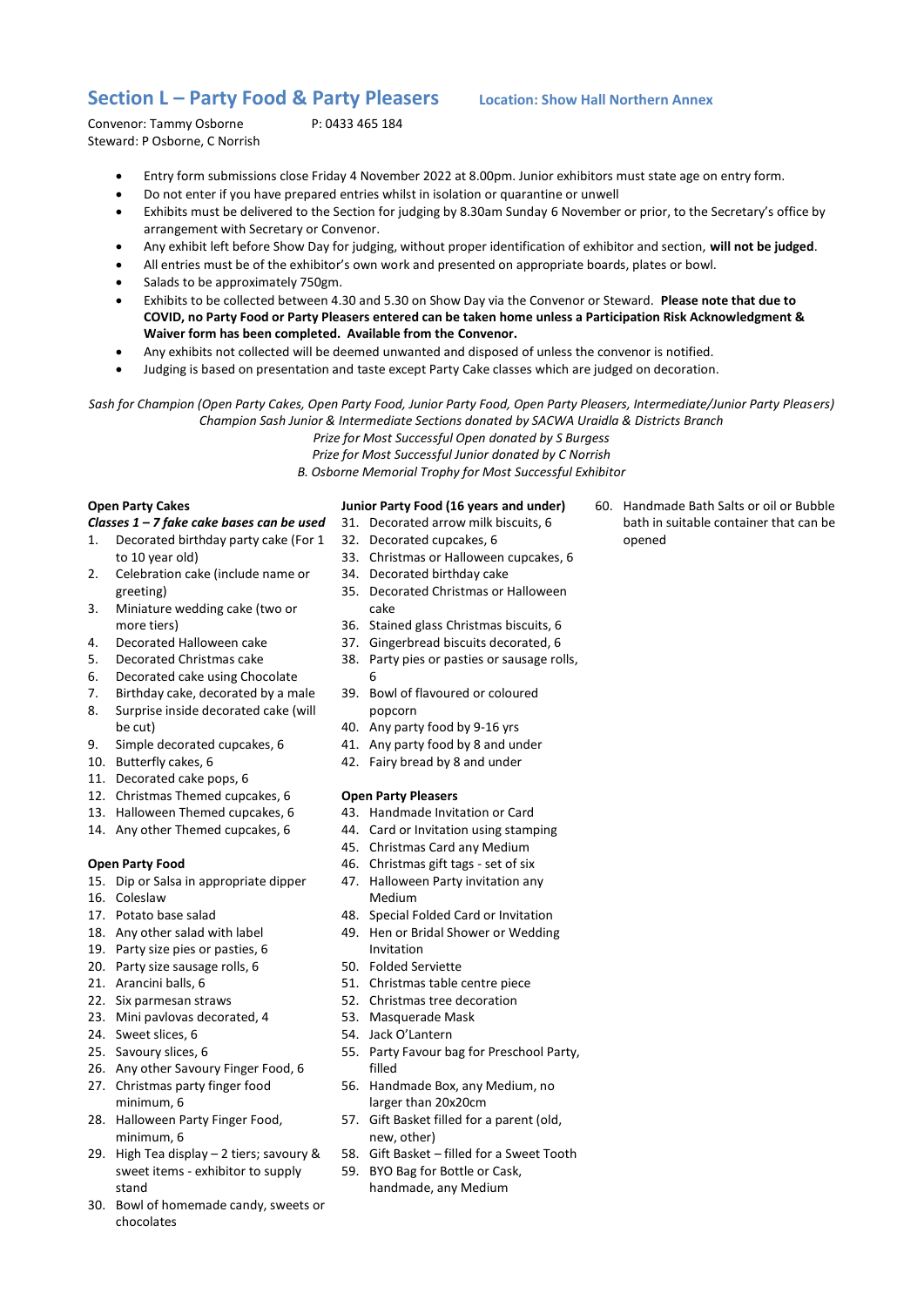## Section L – Party Food & Party Pleasers

**Location: Show Hall Northern Annex**

Convenor: Tammy Osborne P: 0433 465 184
Steward: P Osborne, C Norrish

- Entry form submissions close Friday 4 November 2022 at 8.00pm. Junior exhibitors must state age on entry form.
- Do not enter if you have prepared entries whilst in isolation or quarantine or unwell
- Exhibits must be delivered to the Section for judging by 8.30am Sunday 6 November or prior, to the Secretary's office by arrangement with Secretary or Convenor.
- Any exhibit left before Show Day for judging, without proper identification of exhibitor and section, **will not be judged**.
- All entries must be of the exhibitor's own work and presented on appropriate boards, plates or bowl.
- Salads to be approximately 750gm.
- Exhibits to be collected between 4.30 and 5.30 on Show Day via the Convenor or Steward. **Please note that due to COVID, no Party Food or Party Pleasers entered can be taken home unless a Participation Risk Acknowledgment & Waiver form has been completed. Available from the Convenor.**
- Any exhibits not collected will be deemed unwanted and disposed of unless the convenor is notified.
- Judging is based on presentation and taste except Party Cake classes which are judged on decoration.

*Sash for Champion (Open Party Cakes, Open Party Food, Junior Party Food, Open Party Pleasers, Intermediate/Junior Party Pleasers)*
*Champion Sash Junior & Intermediate Sections donated by SACWA Uraidla & Districts Branch*
*Prize for Most Successful Open donated by S Burgess*
*Prize for Most Successful Junior donated by C Norrish*
*B. Osborne Memorial Trophy for Most Successful Exhibitor*

**Open Party Cakes**

***Classes 1 – 7 fake cake bases can be used***

1. Decorated birthday party cake (For 1 to 10 year old)
2. Celebration cake (include name or greeting)
3. Miniature wedding cake (two or more tiers)
4. Decorated Halloween cake
5. Decorated Christmas cake
6. Decorated cake using Chocolate
7. Birthday cake, decorated by a male
8. Surprise inside decorated cake (will be cut)
9. Simple decorated cupcakes, 6
10. Butterfly cakes, 6
11. Decorated cake pops, 6
12. Christmas Themed cupcakes, 6
13. Halloween Themed cupcakes, 6
14. Any other Themed cupcakes, 6

**Open Party Food**

15. Dip or Salsa in appropriate dipper
16. Coleslaw
17. Potato base salad
18. Any other salad with label
19. Party size pies or pasties, 6
20. Party size sausage rolls, 6
21. Arancini balls, 6
22. Six parmesan straws
23. Mini pavlovas decorated, 4
24. Sweet slices, 6
25. Savoury slices, 6
26. Any other Savoury Finger Food, 6
27. Christmas party finger food minimum, 6
28. Halloween Party Finger Food, minimum, 6
29. High Tea display – 2 tiers; savoury & sweet items - exhibitor to supply stand
30. Bowl of homemade candy, sweets or chocolates

**Junior Party Food (16 years and under)**

31. Decorated arrow milk biscuits, 6
32. Decorated cupcakes, 6
33. Christmas or Halloween cupcakes, 6
34. Decorated birthday cake
35. Decorated Christmas or Halloween cake
36. Stained glass Christmas biscuits, 6
37. Gingerbread biscuits decorated, 6
38. Party pies or pasties or sausage rolls, 6
39. Bowl of flavoured or coloured popcorn
40. Any party food by 9-16 yrs
41. Any party food by 8 and under
42. Fairy bread by 8 and under

**Open Party Pleasers**

43. Handmade Invitation or Card
44. Card or Invitation using stamping
45. Christmas Card any Medium
46. Christmas gift tags - set of six
47. Halloween Party invitation any Medium
48. Special Folded Card or Invitation
49. Hen or Bridal Shower or Wedding Invitation
50. Folded Serviette
51. Christmas table centre piece
52. Christmas tree decoration
53. Masquerade Mask
54. Jack O'Lantern
55. Party Favour bag for Preschool Party, filled
56. Handmade Box, any Medium, no larger than 20x20cm
57. Gift Basket filled for a parent (old, new, other)
58. Gift Basket – filled for a Sweet Tooth
59. BYO Bag for Bottle or Cask, handmade, any Medium
60. Handmade Bath Salts or oil or Bubble bath in suitable container that can be opened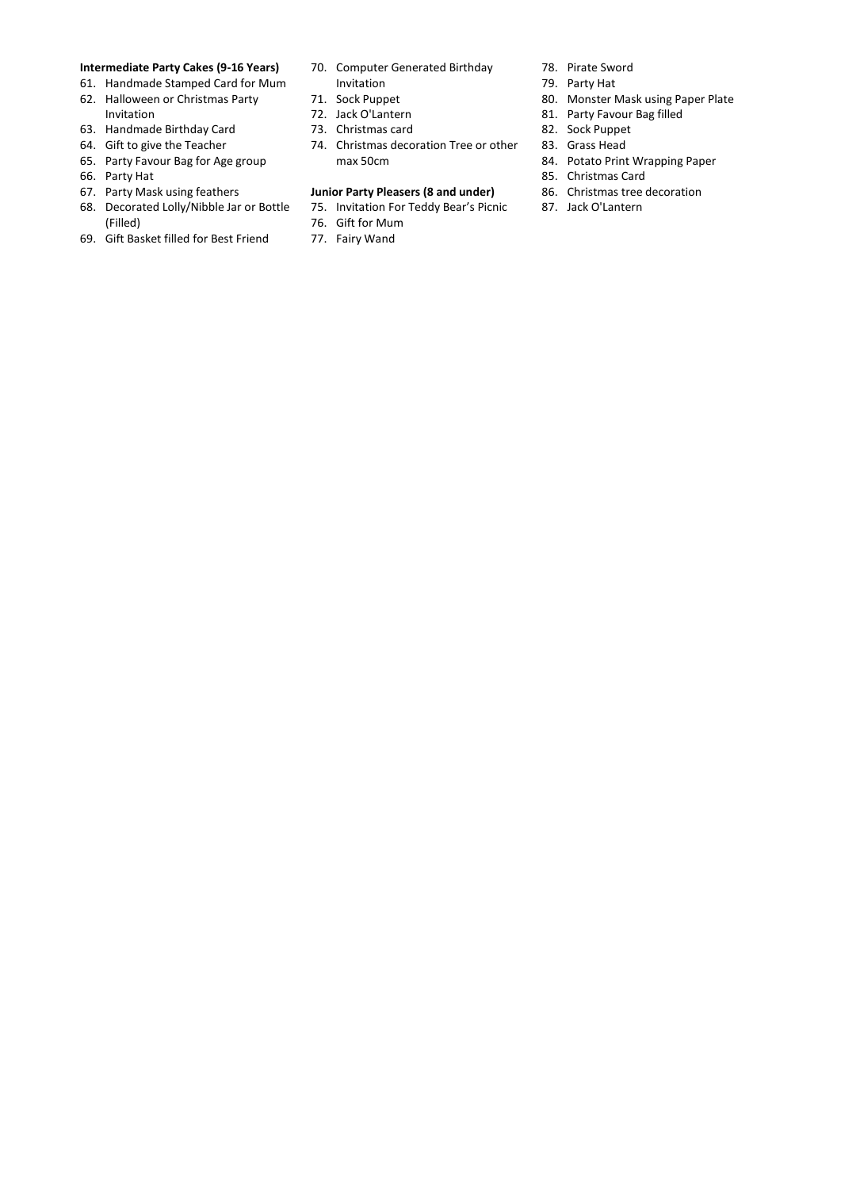**Intermediate Party Cakes (9-16 Years)**

61. Handmade Stamped Card for Mum
62. Halloween or Christmas Party Invitation
63. Handmade Birthday Card
64. Gift to give the Teacher
65. Party Favour Bag for Age group
66. Party Hat
67. Party Mask using feathers
68. Decorated Lolly/Nibble Jar or Bottle (Filled)
69. Gift Basket filled for Best Friend
70. Computer Generated Birthday Invitation
71. Sock Puppet
72. Jack O'Lantern
73. Christmas card
74. Christmas decoration Tree or other max 50cm

**Junior Party Pleasers (8 and under)**

75. Invitation For Teddy Bear's Picnic
76. Gift for Mum
77. Fairy Wand
78. Pirate Sword
79. Party Hat
80. Monster Mask using Paper Plate
81. Party Favour Bag filled
82. Sock Puppet
83. Grass Head
84. Potato Print Wrapping Paper
85. Christmas Card
86. Christmas tree decoration
87. Jack O'Lantern